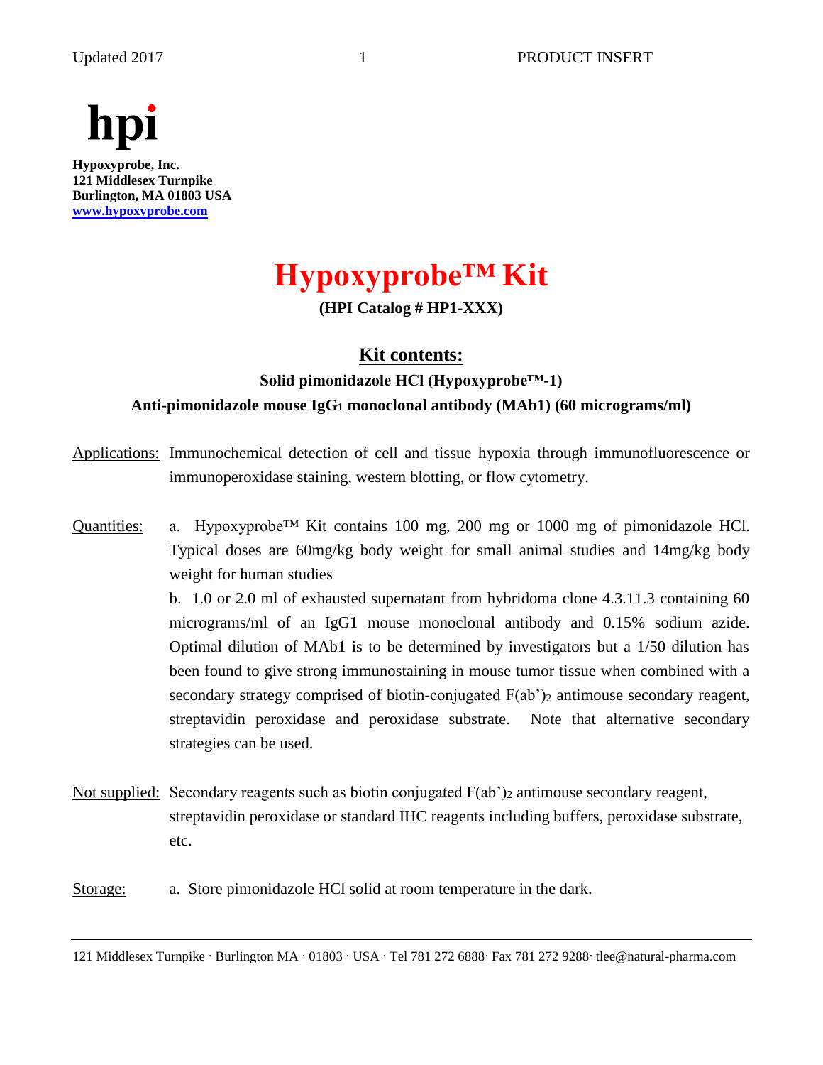**hpi**

**Hypoxyprobe, Inc.**
**121 Middlesex Turnpike**
**Burlington, MA 01803 USA**
**[www.hypoxyprobe.com](http://www.hypoxyprobe.com)**

# Hypoxyprobe™ Kit

**(HPI Catalog # HP1-XXX)**

## Kit contents:

**Solid pimonidazole HCl (Hypoxyprobe™-1)**

**Anti-pimonidazole mouse $IgG_1$ monoclonal antibody (MAb1) (60 micrograms/ml)**

Applications: Immunochemical detection of cell and tissue hypoxia through immunofluorescence or immunoperoxidase staining, western blotting, or flow cytometry.

Quantities: a. Hypoxyprobe™ Kit contains 100 mg, 200 mg or 1000 mg of pimonidazole HCl. Typical doses are 60mg/kg body weight for small animal studies and 14mg/kg body weight for human studies

b. 1.0 or 2.0 ml of exhausted supernatant from hybridoma clone 4.3.11.3 containing 60 micrograms/ml of an IgG1 mouse monoclonal antibody and 0.15% sodium azide. Optimal dilution of MAb1 is to be determined by investigators but a 1/50 dilution has been found to give strong immunostaining in mouse tumor tissue when combined with a secondary strategy comprised of biotin-conjugated $F(ab')_2$ antimouse secondary reagent, streptavidin peroxidase and peroxidase substrate. Note that alternative secondary strategies can be used.

Not supplied: Secondary reagents such as biotin conjugated $F(ab')_2$ antimouse secondary reagent, streptavidin peroxidase or standard IHC reagents including buffers, peroxidase substrate, etc.

Storage: a. Store pimonidazole HCl solid at room temperature in the dark.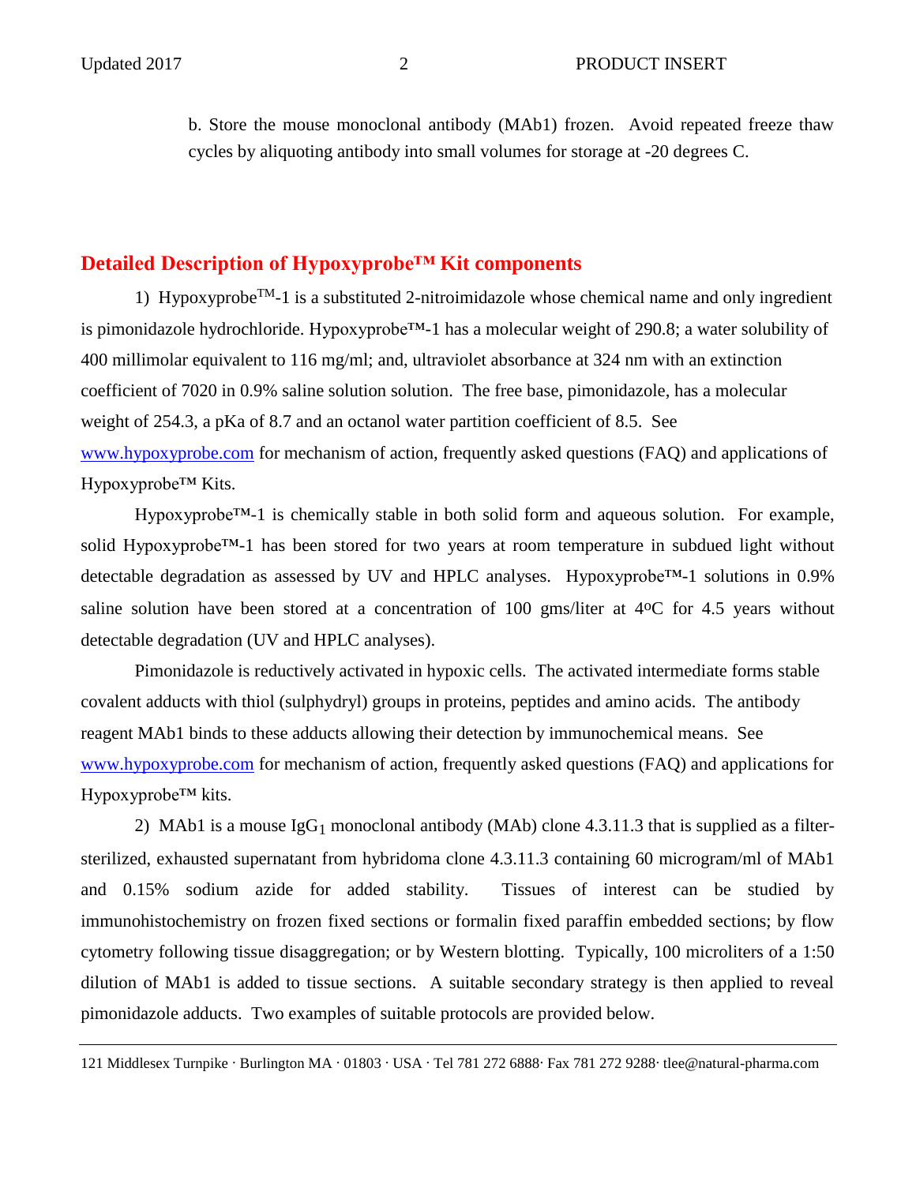b. Store the mouse monoclonal antibody (MAb1) frozen. Avoid repeated freeze thaw cycles by aliquoting antibody into small volumes for storage at -20 degrees C.

## Detailed Description of Hypoxyprobe™ Kit components

1) Hypoxyprobe™-1 is a substituted 2-nitroimidazole whose chemical name and only ingredient is pimonidazole hydrochloride. Hypoxyprobe™-1 has a molecular weight of 290.8; a water solubility of 400 millimolar equivalent to 116 mg/ml; and, ultraviolet absorbance at 324 nm with an extinction coefficient of 7020 in 0.9% saline solution solution. The free base, pimonidazole, has a molecular weight of 254.3, a pKa of 8.7 and an octanol water partition coefficient of 8.5. See [www.hypoxyprobe.com](http://www.hypoxyprobe.com) for mechanism of action, frequently asked questions (FAQ) and applications of Hypoxyprobe™ Kits.

Hypoxyprobe™-1 is chemically stable in both solid form and aqueous solution. For example, solid Hypoxyprobe™-1 has been stored for two years at room temperature in subdued light without detectable degradation as assessed by UV and HPLC analyses. Hypoxyprobe™-1 solutions in 0.9% saline solution have been stored at a concentration of 100 gms/liter at 4ºC for 4.5 years without detectable degradation (UV and HPLC analyses).

Pimonidazole is reductively activated in hypoxic cells. The activated intermediate forms stable covalent adducts with thiol (sulphydryl) groups in proteins, peptides and amino acids. The antibody reagent MAb1 binds to these adducts allowing their detection by immunochemical means. See [www.hypoxyprobe.com](http://www.hypoxyprobe.com) for mechanism of action, frequently asked questions (FAQ) and applications for Hypoxyprobe™ kits.

2) MAb1 is a mouse $IgG_1$ monoclonal antibody (MAb) clone 4.3.11.3 that is supplied as a filter-sterilized, exhausted supernatant from hybridoma clone 4.3.11.3 containing 60 microgram/ml of MAb1 and 0.15% sodium azide for added stability. Tissues of interest can be studied by immunohistochemistry on frozen fixed sections or formalin fixed paraffin embedded sections; by flow cytometry following tissue disaggregation; or by Western blotting. Typically, 100 microliters of a 1:50 dilution of MAb1 is added to tissue sections. A suitable secondary strategy is then applied to reveal pimonidazole adducts. Two examples of suitable protocols are provided below.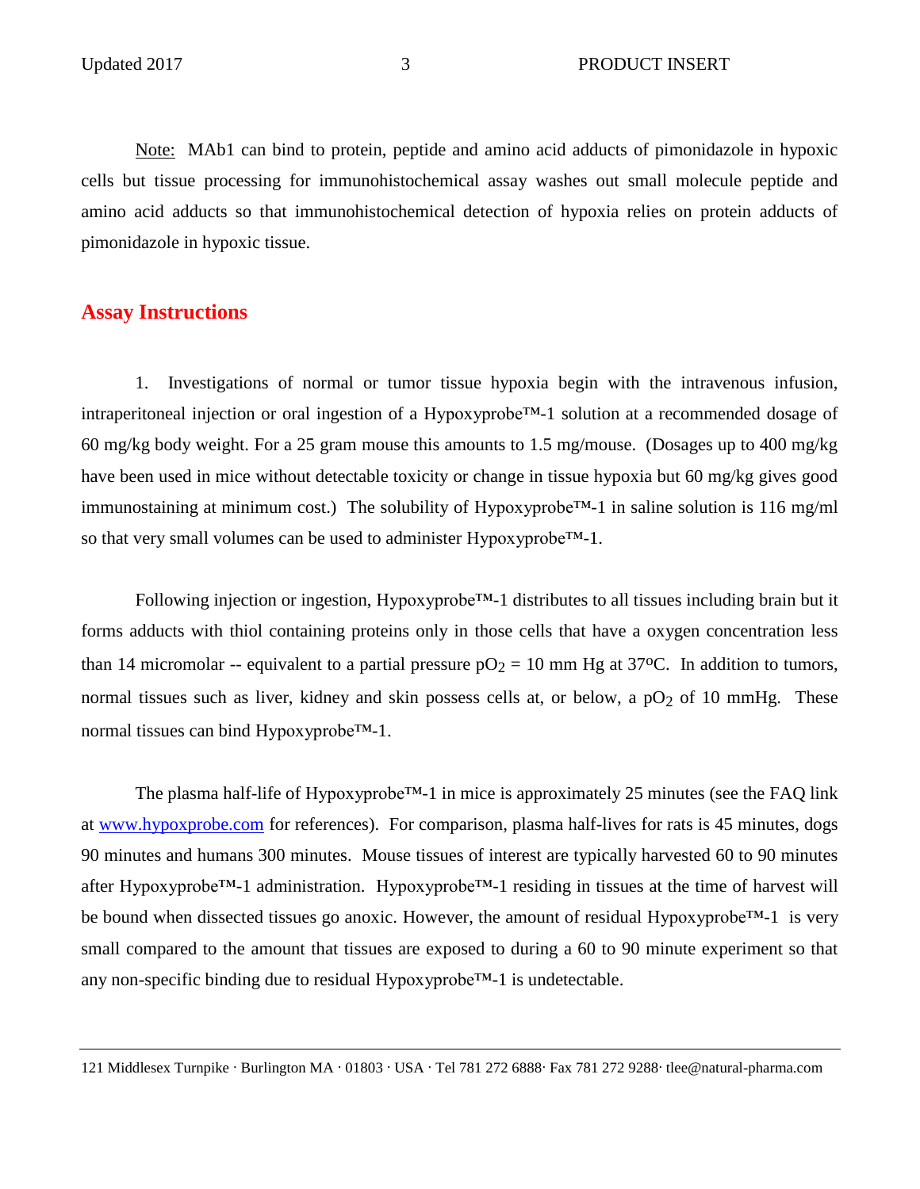Note: MAb1 can bind to protein, peptide and amino acid adducts of pimonidazole in hypoxic cells but tissue processing for immunohistochemical assay washes out small molecule peptide and amino acid adducts so that immunohistochemical detection of hypoxia relies on protein adducts of pimonidazole in hypoxic tissue.

## Assay Instructions

1. Investigations of normal or tumor tissue hypoxia begin with the intravenous infusion, intraperitoneal injection or oral ingestion of a Hypoxyprobe™-1 solution at a recommended dosage of 60 mg/kg body weight. For a 25 gram mouse this amounts to 1.5 mg/mouse. (Dosages up to 400 mg/kg have been used in mice without detectable toxicity or change in tissue hypoxia but 60 mg/kg gives good immunostaining at minimum cost.) The solubility of Hypoxyprobe™-1 in saline solution is 116 mg/ml so that very small volumes can be used to administer Hypoxyprobe™-1.

Following injection or ingestion, Hypoxyprobe™-1 distributes to all tissues including brain but it forms adducts with thiol containing proteins only in those cells that have a oxygen concentration less than 14 micromolar -- equivalent to a partial pressure $pO_2$ = 10 mm Hg at 37ºC. In addition to tumors, normal tissues such as liver, kidney and skin possess cells at, or below, a $pO_2$ of 10 mmHg. These normal tissues can bind Hypoxyprobe™-1.

The plasma half-life of Hypoxyprobe™-1 in mice is approximately 25 minutes (see the FAQ link at www.hypoxprobe.com for references). For comparison, plasma half-lives for rats is 45 minutes, dogs 90 minutes and humans 300 minutes. Mouse tissues of interest are typically harvested 60 to 90 minutes after Hypoxyprobe™-1 administration. Hypoxyprobe™-1 residing in tissues at the time of harvest will be bound when dissected tissues go anoxic. However, the amount of residual Hypoxyprobe™-1 is very small compared to the amount that tissues are exposed to during a 60 to 90 minute experiment so that any non-specific binding due to residual Hypoxyprobe™-1 is undetectable.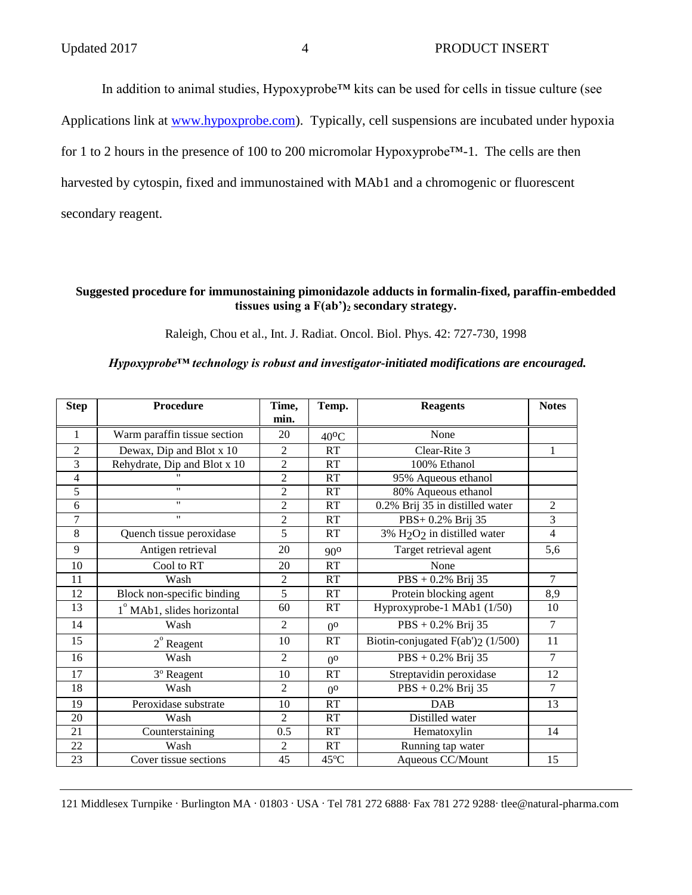In addition to animal studies, Hypoxyprobe™ kits can be used for cells in tissue culture (see Applications link at [www.hypoxprobe.com](http://www.hypoxprobe.com)). Typically, cell suspensions are incubated under hypoxia for 1 to 2 hours in the presence of 100 to 200 micromolar Hypoxyprobe™-1. The cells are then harvested by cytospin, fixed and immunostained with MAb1 and a chromogenic or fluorescent secondary reagent.

**Suggested procedure for immunostaining pimonidazole adducts in formalin-fixed, paraffin-embedded tissues using a $F(ab')_2$ secondary strategy.**

Raleigh, Chou et al., Int. J. Radiat. Oncol. Biol. Phys. 42: 727-730, 1998

***Hypoxyprobe™ technology is robust and investigator-initiated modifications are encouraged.***

| Step | Procedure | Time, min. | Temp. | Reagents | Notes |
|---|---|---|---|---|---|
| 1 | Warm paraffin tissue section | 20 | 40°C | None | |
| 2 | Dewax, Dip and Blot x 10 | 2 | RT | Clear-Rite 3 | 1 |
| 3 | Rehydrate, Dip and Blot x 10 | 2 | RT | 100% Ethanol | |
| 4 | " | 2 | RT | 95% Aqueous ethanol | |
| 5 | " | 2 | RT | 80% Aqueous ethanol | |
| 6 | " | 2 | RT | 0.2% Brij 35 in distilled water | 2 |
| 7 | " | 2 | RT | PBS+ 0.2% Brij 35 | 3 |
| 8 | Quench tissue peroxidase | 5 | RT | 3% $H_2O_2$ in distilled water | 4 |
| 9 | Antigen retrieval | 20 | 90° | Target retrieval agent | 5,6 |
| 10 | Cool to RT | 20 | RT | None | |
| 11 | Wash | 2 | RT | PBS + 0.2% Brij 35 | 7 |
| 12 | Block non-specific binding | 5 | RT | Protein blocking agent | 8,9 |
| 13 | 1° MAb1, slides horizontal | 60 | RT | Hyproxyprobe-1 MAb1 (1/50) | 10 |
| 14 | Wash | 2 | 0° | PBS + 0.2% Brij 35 | 7 |
| 15 | 2° Reagent | 10 | RT | Biotin-conjugated $F(ab')_2$ (1/500) | 11 |
| 16 | Wash | 2 | 0° | PBS + 0.2% Brij 35 | 7 |
| 17 | 3° Reagent | 10 | RT | Streptavidin peroxidase | 12 |
| 18 | Wash | 2 | 0° | PBS + 0.2% Brij 35 | 7 |
| 19 | Peroxidase substrate | 10 | RT | DAB | 13 |
| 20 | Wash | 2 | RT | Distilled water | |
| 21 | Counterstaining | 0.5 | RT | Hematoxylin | 14 |
| 22 | Wash | 2 | RT | Running tap water | |
| 23 | Cover tissue sections | 45 | 45°C | Aqueous CC/Mount | 15 |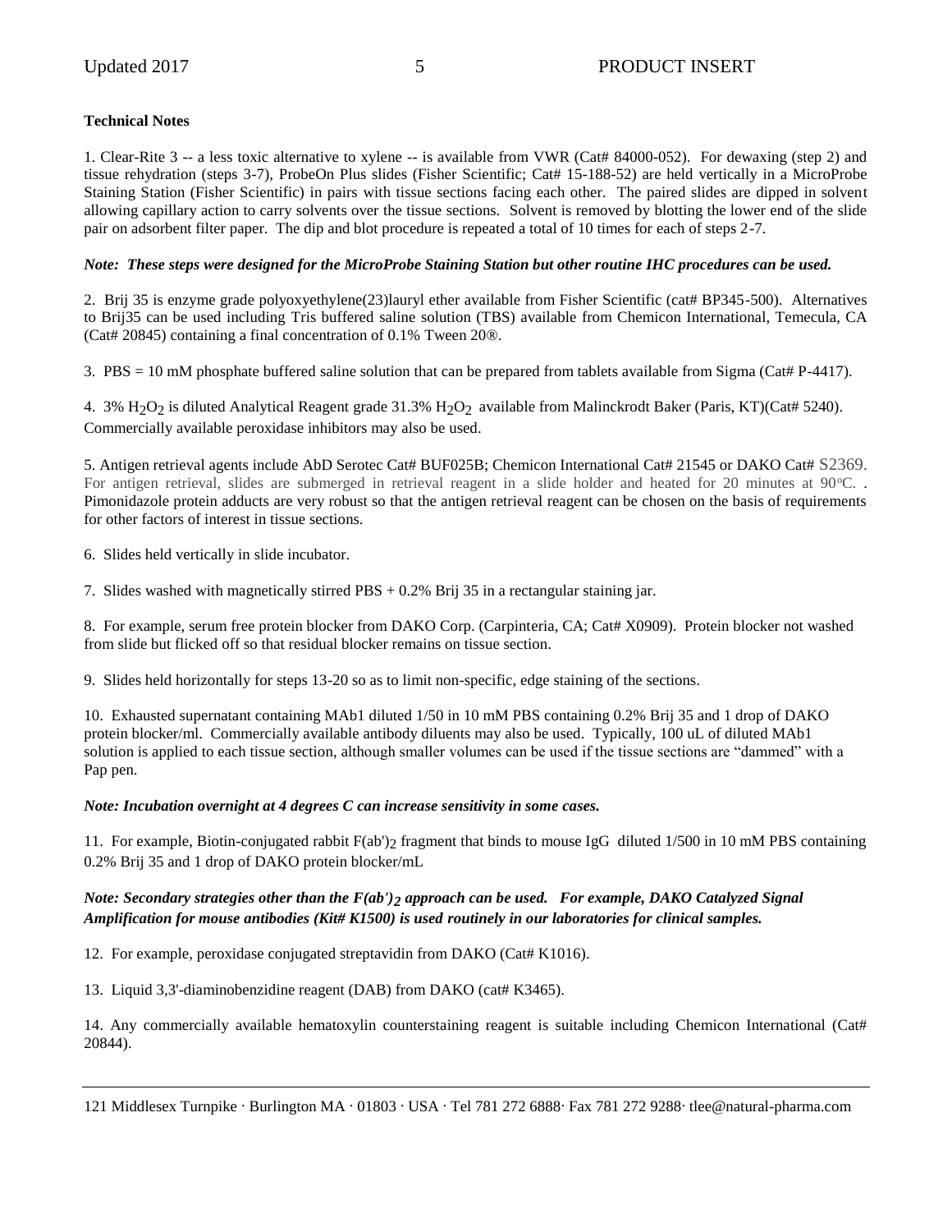**Technical Notes**

1. Clear-Rite 3 -- a less toxic alternative to xylene -- is available from VWR (Cat# 84000-052). For dewaxing (step 2) and tissue rehydration (steps 3-7), ProbeOn Plus slides (Fisher Scientific; Cat# 15-188-52) are held vertically in a MicroProbe Staining Station (Fisher Scientific) in pairs with tissue sections facing each other. The paired slides are dipped in solvent allowing capillary action to carry solvents over the tissue sections. Solvent is removed by blotting the lower end of the slide pair on adsorbent filter paper. The dip and blot procedure is repeated a total of 10 times for each of steps 2-7.

***Note: These steps were designed for the MicroProbe Staining Station but other routine IHC procedures can be used.***

2. Brij 35 is enzyme grade polyoxyethylene(23)lauryl ether available from Fisher Scientific (cat# BP345-500). Alternatives to Brij35 can be used including Tris buffered saline solution (TBS) available from Chemicon International, Temecula, CA (Cat# 20845) containing a final concentration of 0.1% Tween 20®.

3. PBS = 10 mM phosphate buffered saline solution that can be prepared from tablets available from Sigma (Cat# P-4417).

4. 3% $H_2O_2$ is diluted Analytical Reagent grade 31.3% $H_2O_2$ available from Malinckrodt Baker (Paris, KT)(Cat# 5240). Commercially available peroxidase inhibitors may also be used.

5. Antigen retrieval agents include AbD Serotec Cat# BUF025B; Chemicon International Cat# 21545 or DAKO Cat# S2369. For antigen retrieval, slides are submerged in retrieval reagent in a slide holder and heated for 20 minutes at 90°C. . Pimonidazole protein adducts are very robust so that the antigen retrieval reagent can be chosen on the basis of requirements for other factors of interest in tissue sections.

6. Slides held vertically in slide incubator.

7. Slides washed with magnetically stirred PBS + 0.2% Brij 35 in a rectangular staining jar.

8. For example, serum free protein blocker from DAKO Corp. (Carpinteria, CA; Cat# X0909). Protein blocker not washed from slide but flicked off so that residual blocker remains on tissue section.

9. Slides held horizontally for steps 13-20 so as to limit non-specific, edge staining of the sections.

10. Exhausted supernatant containing MAb1 diluted 1/50 in 10 mM PBS containing 0.2% Brij 35 and 1 drop of DAKO protein blocker/ml. Commercially available antibody diluents may also be used. Typically, 100 uL of diluted MAb1 solution is applied to each tissue section, although smaller volumes can be used if the tissue sections are "dammed" with a Pap pen.

***Note: Incubation overnight at 4 degrees C can increase sensitivity in some cases.***

11. For example, Biotin-conjugated rabbit $F(ab')_2$ fragment that binds to mouse IgG diluted 1/500 in 10 mM PBS containing 0.2% Brij 35 and 1 drop of DAKO protein blocker/mL

***Note: Secondary strategies other than the $F(ab')_2$ approach can be used. For example, DAKO Catalyzed Signal Amplification for mouse antibodies (Kit# K1500) is used routinely in our laboratories for clinical samples.***

12. For example, peroxidase conjugated streptavidin from DAKO (Cat# K1016).

13. Liquid 3,3'-diaminobenzidine reagent (DAB) from DAKO (cat# K3465).

14. Any commercially available hematoxylin counterstaining reagent is suitable including Chemicon International (Cat# 20844).

121 Middlesex Turnpike · Burlington MA · 01803 · USA · Tel 781 272 6888· Fax 781 272 9288· tlee@natural-pharma.com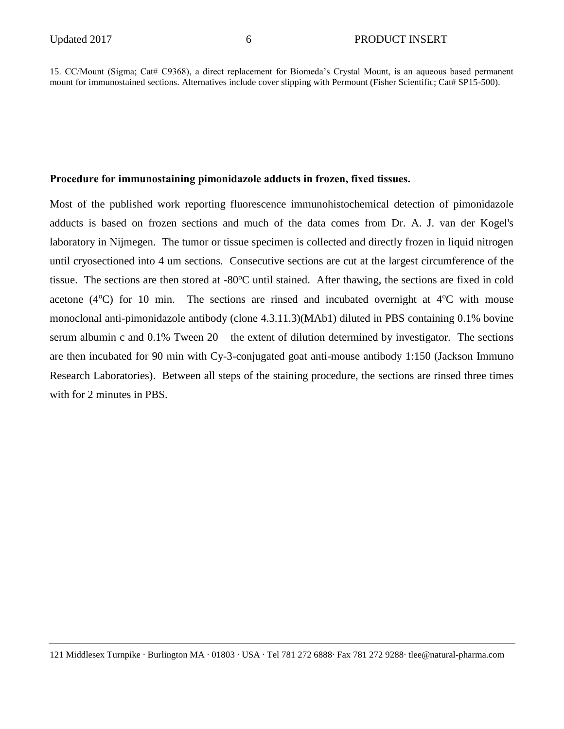15. CC/Mount (Sigma; Cat# C9368), a direct replacement for Biomeda's Crystal Mount, is an aqueous based permanent mount for immunostained sections. Alternatives include cover slipping with Permount (Fisher Scientific; Cat# SP15-500).

**Procedure for immunostaining pimonidazole adducts in frozen, fixed tissues.**

Most of the published work reporting fluorescence immunohistochemical detection of pimonidazole adducts is based on frozen sections and much of the data comes from Dr. A. J. van der Kogel's laboratory in Nijmegen. The tumor or tissue specimen is collected and directly frozen in liquid nitrogen until cryosectioned into 4 um sections. Consecutive sections are cut at the largest circumference of the tissue. The sections are then stored at -80$^{o}$C until stained. After thawing, the sections are fixed in cold acetone (4$^{o}$C) for 10 min. The sections are rinsed and incubated overnight at 4$^{o}$C with mouse monoclonal anti-pimonidazole antibody (clone 4.3.11.3)(MAb1) diluted in PBS containing 0.1% bovine serum albumin c and 0.1% Tween 20 – the extent of dilution determined by investigator. The sections are then incubated for 90 min with Cy-3-conjugated goat anti-mouse antibody 1:150 (Jackson Immuno Research Laboratories). Between all steps of the staining procedure, the sections are rinsed three times with for 2 minutes in PBS.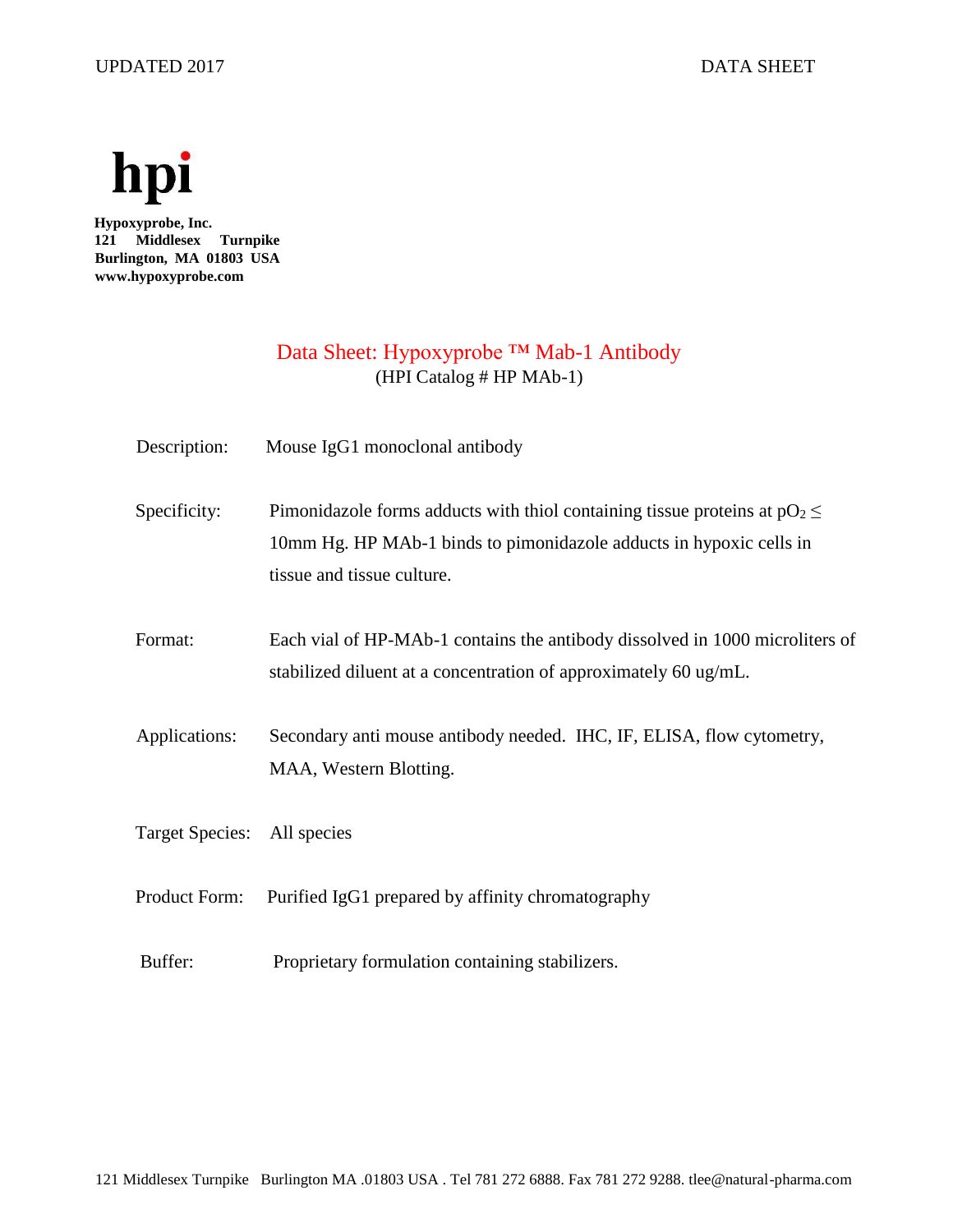**hpi**

**Hypoxyprobe, Inc.**
**121 Middlesex Turnpike**
**Burlington, MA 01803 USA**
**www.hypoxyprobe.com**

## Data Sheet: Hypoxyprobe ™ Mab-1 Antibody

(HPI Catalog # HP MAb-1)

Description: Mouse IgG1 monoclonal antibody

Specificity: Pimonidazole forms adducts with thiol containing tissue proteins at $pO_2 \leq$ 10mm Hg. HP MAb-1 binds to pimonidazole adducts in hypoxic cells in tissue and tissue culture.

Format: Each vial of HP-MAb-1 contains the antibody dissolved in 1000 microliters of stabilized diluent at a concentration of approximately 60 ug/mL.

Applications: Secondary anti mouse antibody needed. IHC, IF, ELISA, flow cytometry, MAA, Western Blotting.

Target Species: All species

Product Form: Purified IgG1 prepared by affinity chromatography

Buffer: Proprietary formulation containing stabilizers.

121 Middlesex Turnpike Burlington MA .01803 USA . Tel 781 272 6888. Fax 781 272 9288. tlee@natural-pharma.com